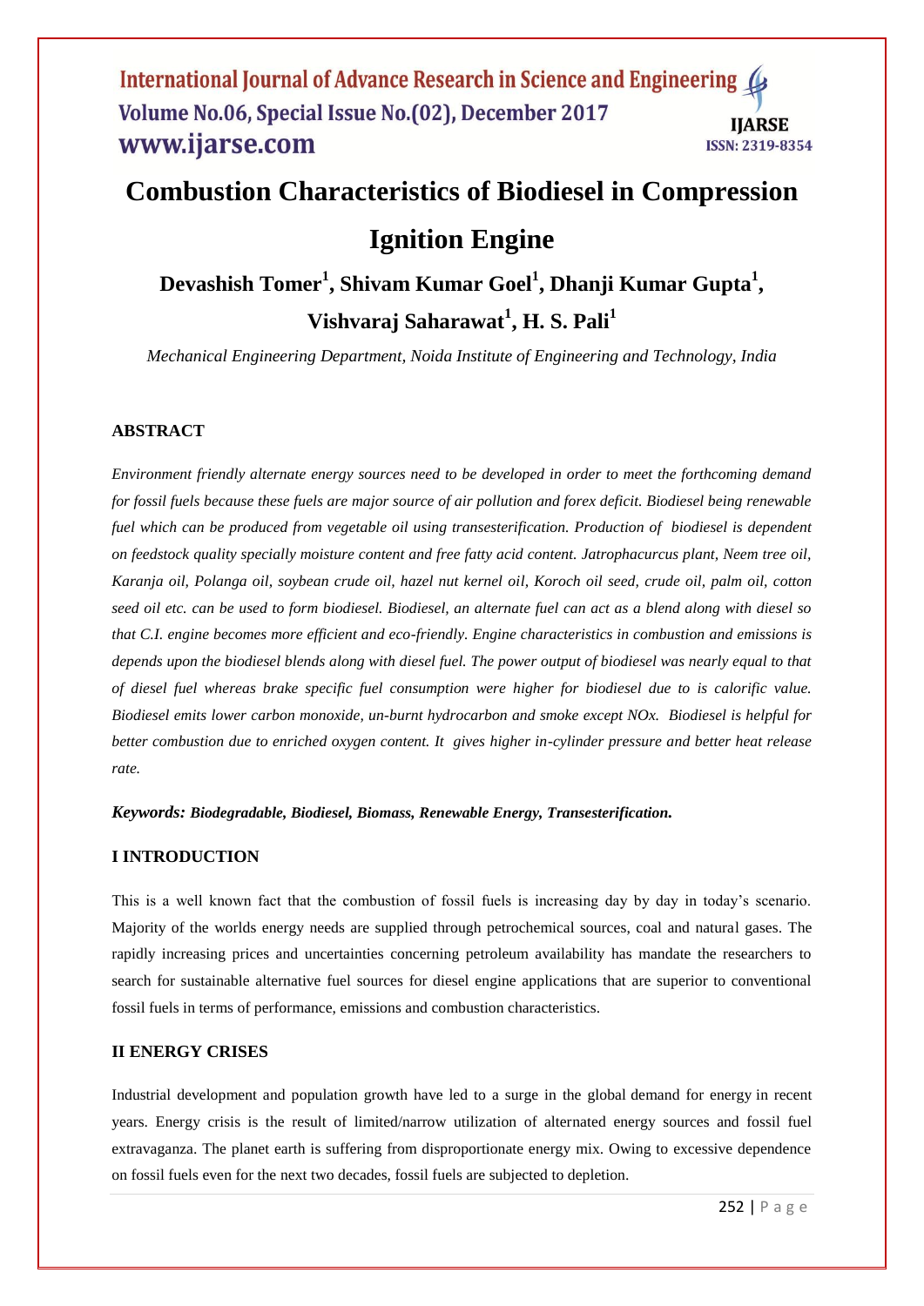# Combustion Characteristics of Biodiesel in Compression Ignition Engine

**Devashish Tomer[1], Shivam Kumar Goel[1], Dhanji Kumar Gupta[1], Vishvaraj Saharawat[1], H. S. Pali[1]**

*Mechanical Engineering Department, Noida Institute of Engineering and Technology, India*

## ABSTRACT

*Environment friendly alternate energy sources need to be developed in order to meet the forthcoming demand for fossil fuels because these fuels are major source of air pollution and forex deficit. Biodiesel being renewable fuel which can be produced from vegetable oil using transesterification. Production of biodiesel is dependent on feedstock quality specially moisture content and free fatty acid content. Jatrophacurcus plant, Neem tree oil, Karanja oil, Polanga oil, soybean crude oil, hazel nut kernel oil, Koroch oil seed, crude oil, palm oil, cotton seed oil etc. can be used to form biodiesel. Biodiesel, an alternate fuel can act as a blend along with diesel so that C.I. engine becomes more efficient and eco-friendly. Engine characteristics in combustion and emissions is depends upon the biodiesel blends along with diesel fuel. The power output of biodiesel was nearly equal to that of diesel fuel whereas brake specific fuel consumption were higher for biodiesel due to is calorific value. Biodiesel emits lower carbon monoxide, un-burnt hydrocarbon and smoke except NOx. Biodiesel is helpful for better combustion due to enriched oxygen content. It gives higher in-cylinder pressure and better heat release rate.*

***Keywords:* *Biodegradable, Biodiesel, Biomass, Renewable Energy, Transesterification.***

## I INTRODUCTION

This is a well known fact that the combustion of fossil fuels is increasing day by day in today's scenario. Majority of the worlds energy needs are supplied through petrochemical sources, coal and natural gases. The rapidly increasing prices and uncertainties concerning petroleum availability has mandate the researchers to search for sustainable alternative fuel sources for diesel engine applications that are superior to conventional fossil fuels in terms of performance, emissions and combustion characteristics.

## II ENERGY CRISES

Industrial development and population growth have led to a surge in the global demand for energy in recent years. Energy crisis is the result of limited/narrow utilization of alternated energy sources and fossil fuel extravaganza. The planet earth is suffering from disproportionate energy mix. Owing to excessive dependence on fossil fuels even for the next two decades, fossil fuels are subjected to depletion.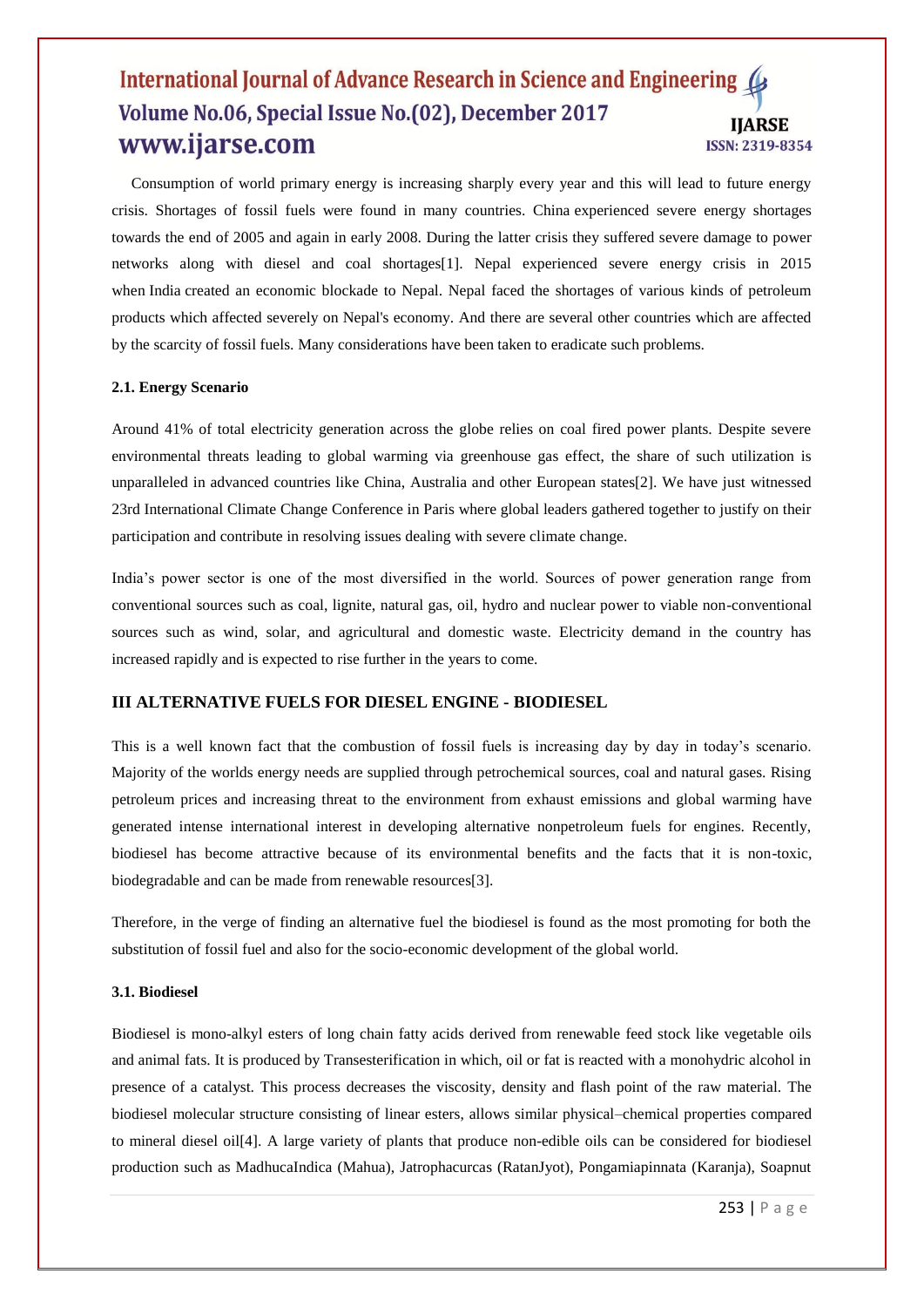Consumption of world primary energy is increasing sharply every year and this will lead to future energy crisis. Shortages of fossil fuels were found in many countries. China experienced severe energy shortages towards the end of 2005 and again in early 2008. During the latter crisis they suffered severe damage to power networks along with diesel and coal shortages[1]. Nepal experienced severe energy crisis in 2015 when India created an economic blockade to Nepal. Nepal faced the shortages of various kinds of petroleum products which affected severely on Nepal's economy. And there are several other countries which are affected by the scarcity of fossil fuels. Many considerations have been taken to eradicate such problems.

### 2.1. Energy Scenario

Around 41% of total electricity generation across the globe relies on coal fired power plants. Despite severe environmental threats leading to global warming via greenhouse gas effect, the share of such utilization is unparalleled in advanced countries like China, Australia and other European states[2]. We have just witnessed 23rd International Climate Change Conference in Paris where global leaders gathered together to justify on their participation and contribute in resolving issues dealing with severe climate change.

India's power sector is one of the most diversified in the world. Sources of power generation range from conventional sources such as coal, lignite, natural gas, oil, hydro and nuclear power to viable non-conventional sources such as wind, solar, and agricultural and domestic waste. Electricity demand in the country has increased rapidly and is expected to rise further in the years to come.

## III ALTERNATIVE FUELS FOR DIESEL ENGINE - BIODIESEL

This is a well known fact that the combustion of fossil fuels is increasing day by day in today's scenario. Majority of the worlds energy needs are supplied through petrochemical sources, coal and natural gases. Rising petroleum prices and increasing threat to the environment from exhaust emissions and global warming have generated intense international interest in developing alternative nonpetroleum fuels for engines. Recently, biodiesel has become attractive because of its environmental benefits and the facts that it is non-toxic, biodegradable and can be made from renewable resources[3].

Therefore, in the verge of finding an alternative fuel the biodiesel is found as the most promoting for both the substitution of fossil fuel and also for the socio-economic development of the global world.

### 3.1. Biodiesel

Biodiesel is mono-alkyl esters of long chain fatty acids derived from renewable feed stock like vegetable oils and animal fats. It is produced by Transesterification in which, oil or fat is reacted with a monohydric alcohol in presence of a catalyst. This process decreases the viscosity, density and flash point of the raw material. The biodiesel molecular structure consisting of linear esters, allows similar physical–chemical properties compared to mineral diesel oil[4]. A large variety of plants that produce non-edible oils can be considered for biodiesel production such as MadhucaIndica (Mahua), Jatrophacurcas (RatanJyot), Pongamiapinnata (Karanja), Soapnut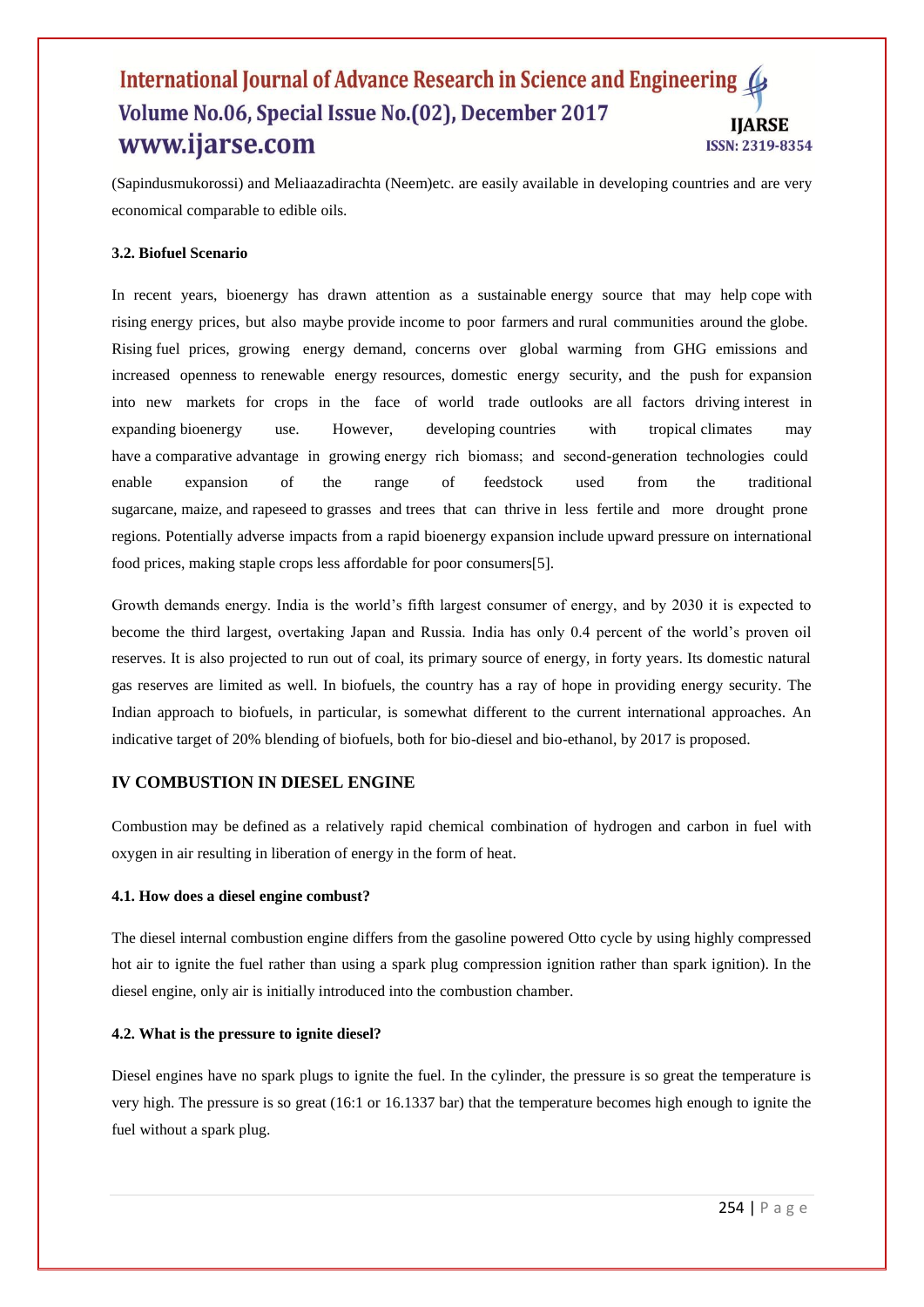(Sapindusmukorossi) and Meliaazadirachta (Neem)etc. are easily available in developing countries and are very economical comparable to edible oils.

### 3.2. Biofuel Scenario

In recent years, bioenergy has drawn attention as a sustainable energy source that may help cope with rising energy prices, but also maybe provide income to poor farmers and rural communities around the globe. Rising fuel prices, growing energy demand, concerns over global warming from GHG emissions and increased openness to renewable energy resources, domestic energy security, and the push for expansion into new markets for crops in the face of world trade outlooks are all factors driving interest in expanding bioenergy use. However, developing countries with tropical climates may have a comparative advantage in growing energy rich biomass; and second-generation technologies could enable expansion of the range of feedstock used from the traditional sugarcane, maize, and rapeseed to grasses and trees that can thrive in less fertile and more drought prone regions. Potentially adverse impacts from a rapid bioenergy expansion include upward pressure on international food prices, making staple crops less affordable for poor consumers[5].

Growth demands energy. India is the world's fifth largest consumer of energy, and by 2030 it is expected to become the third largest, overtaking Japan and Russia. India has only 0.4 percent of the world's proven oil reserves. It is also projected to run out of coal, its primary source of energy, in forty years. Its domestic natural gas reserves are limited as well. In biofuels, the country has a ray of hope in providing energy security. The Indian approach to biofuels, in particular, is somewhat different to the current international approaches. An indicative target of 20% blending of biofuels, both for bio-diesel and bio-ethanol, by 2017 is proposed.

## IV COMBUSTION IN DIESEL ENGINE

Combustion may be defined as a relatively rapid chemical combination of hydrogen and carbon in fuel with oxygen in air resulting in liberation of energy in the form of heat.

### 4.1. How does a diesel engine combust?

The diesel internal combustion engine differs from the gasoline powered Otto cycle by using highly compressed hot air to ignite the fuel rather than using a spark plug compression ignition rather than spark ignition). In the diesel engine, only air is initially introduced into the combustion chamber.

### 4.2. What is the pressure to ignite diesel?

Diesel engines have no spark plugs to ignite the fuel. In the cylinder, the pressure is so great the temperature is very high. The pressure is so great (16:1 or 16.1337 bar) that the temperature becomes high enough to ignite the fuel without a spark plug.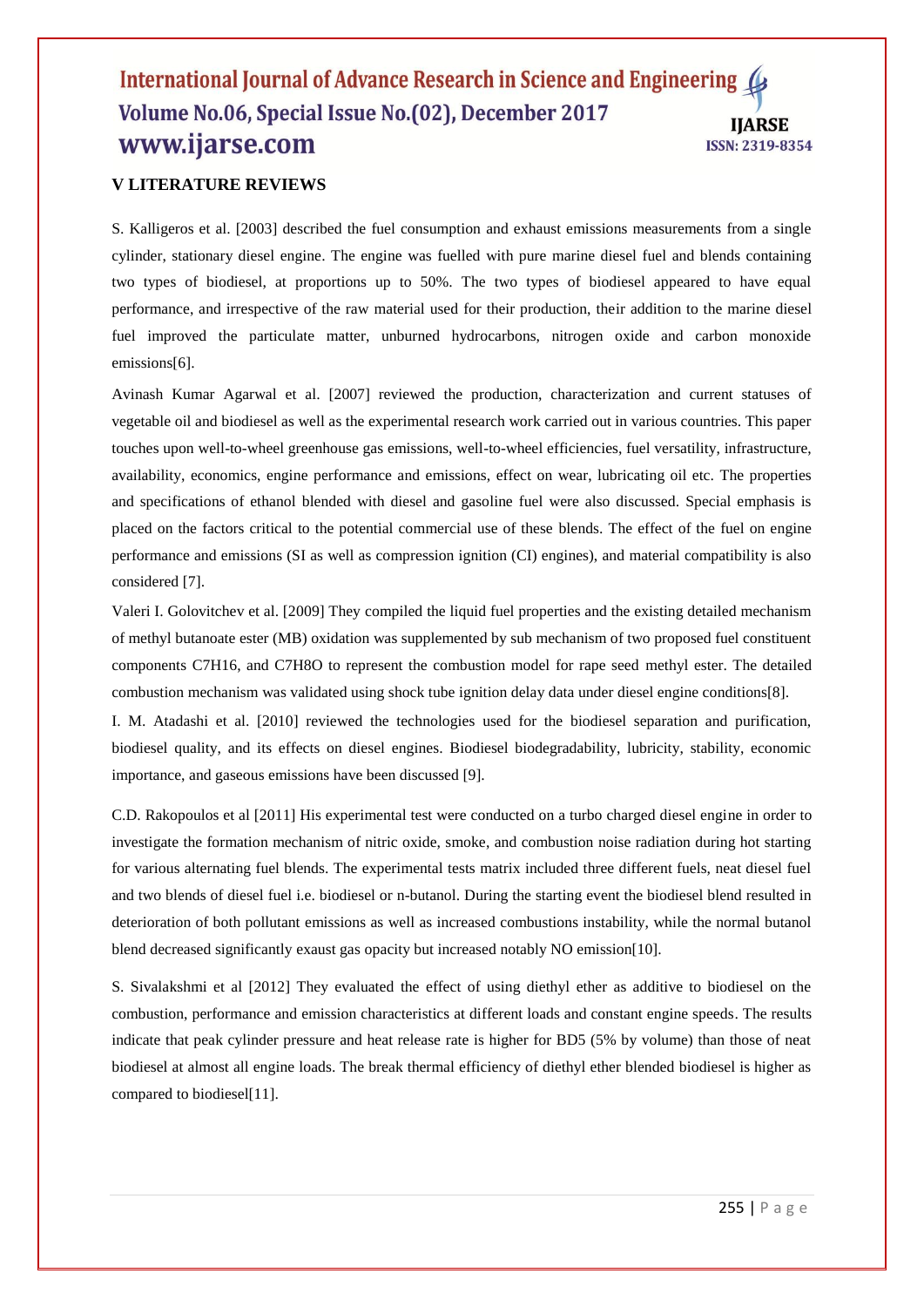## V LITERATURE REVIEWS

S. Kalligeros et al. [2003] described the fuel consumption and exhaust emissions measurements from a single cylinder, stationary diesel engine. The engine was fuelled with pure marine diesel fuel and blends containing two types of biodiesel, at proportions up to 50%. The two types of biodiesel appeared to have equal performance, and irrespective of the raw material used for their production, their addition to the marine diesel fuel improved the particulate matter, unburned hydrocarbons, nitrogen oxide and carbon monoxide emissions[6].

Avinash Kumar Agarwal et al. [2007] reviewed the production, characterization and current statuses of vegetable oil and biodiesel as well as the experimental research work carried out in various countries. This paper touches upon well-to-wheel greenhouse gas emissions, well-to-wheel efficiencies, fuel versatility, infrastructure, availability, economics, engine performance and emissions, effect on wear, lubricating oil etc. The properties and specifications of ethanol blended with diesel and gasoline fuel were also discussed. Special emphasis is placed on the factors critical to the potential commercial use of these blends. The effect of the fuel on engine performance and emissions (SI as well as compression ignition (CI) engines), and material compatibility is also considered [7].

Valeri I. Golovitchev et al. [2009] They compiled the liquid fuel properties and the existing detailed mechanism of methyl butanoate ester (MB) oxidation was supplemented by sub mechanism of two proposed fuel constituent components $C_7H_{16}$, and $C_7H_8O$ to represent the combustion model for rape seed methyl ester. The detailed combustion mechanism was validated using shock tube ignition delay data under diesel engine conditions[8].

I. M. Atadashi et al. [2010] reviewed the technologies used for the biodiesel separation and purification, biodiesel quality, and its effects on diesel engines. Biodiesel biodegradability, lubricity, stability, economic importance, and gaseous emissions have been discussed [9].

C.D. Rakopoulos et al [2011] His experimental test were conducted on a turbo charged diesel engine in order to investigate the formation mechanism of nitric oxide, smoke, and combustion noise radiation during hot starting for various alternating fuel blends. The experimental tests matrix included three different fuels, neat diesel fuel and two blends of diesel fuel i.e. biodiesel or n-butanol. During the starting event the biodiesel blend resulted in deterioration of both pollutant emissions as well as increased combustions instability, while the normal butanol blend decreased significantly exaust gas opacity but increased notably NO emission[10].

S. Sivalakshmi et al [2012] They evaluated the effect of using diethyl ether as additive to biodiesel on the combustion, performance and emission characteristics at different loads and constant engine speeds. The results indicate that peak cylinder pressure and heat release rate is higher for BD5 (5% by volume) than those of neat biodiesel at almost all engine loads. The break thermal efficiency of diethyl ether blended biodiesel is higher as compared to biodiesel[11].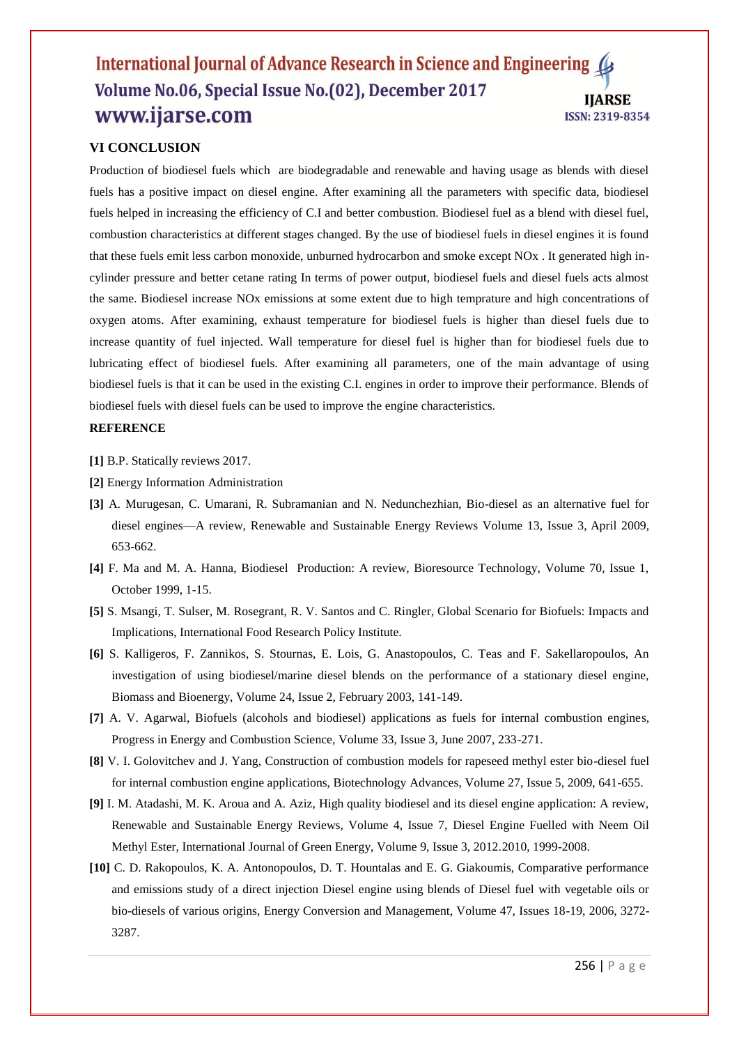## VI CONCLUSION

Production of biodiesel fuels which are biodegradable and renewable and having usage as blends with diesel fuels has a positive impact on diesel engine. After examining all the parameters with specific data, biodiesel fuels helped in increasing the efficiency of C.I and better combustion. Biodiesel fuel as a blend with diesel fuel, combustion characteristics at different stages changed. By the use of biodiesel fuels in diesel engines it is found that these fuels emit less carbon monoxide, unburned hydrocarbon and smoke except NOx . It generated high in-cylinder pressure and better cetane rating In terms of power output, biodiesel fuels and diesel fuels acts almost the same. Biodiesel increase NOx emissions at some extent due to high temprature and high concentrations of oxygen atoms. After examining, exhaust temperature for biodiesel fuels is higher than diesel fuels due to increase quantity of fuel injected. Wall temperature for diesel fuel is higher than for biodiesel fuels due to lubricating effect of biodiesel fuels. After examining all parameters, one of the main advantage of using biodiesel fuels is that it can be used in the existing C.I. engines in order to improve their performance. Blends of biodiesel fuels with diesel fuels can be used to improve the engine characteristics.

## REFERENCE

**[1]** B.P. Statically reviews 2017.

**[2]** Energy Information Administration

**[3]** A. Murugesan, C. Umarani, R. Subramanian and N. Nedunchezhian, Bio-diesel as an alternative fuel for diesel engines—A review, Renewable and Sustainable Energy Reviews Volume 13, Issue 3, April 2009, 653-662.

**[4]** F. Ma and M. A. Hanna, Biodiesel Production: A review, Bioresource Technology, Volume 70, Issue 1, October 1999, 1-15.

**[5]** S. Msangi, T. Sulser, M. Rosegrant, R. V. Santos and C. Ringler, Global Scenario for Biofuels: Impacts and Implications, International Food Research Policy Institute.

**[6]** S. Kalligeros, F. Zannikos, S. Stournas, E. Lois, G. Anastopoulos, C. Teas and F. Sakellaropoulos, An investigation of using biodiesel/marine diesel blends on the performance of a stationary diesel engine, Biomass and Bioenergy, Volume 24, Issue 2, February 2003, 141-149.

**[7]** A. V. Agarwal, Biofuels (alcohols and biodiesel) applications as fuels for internal combustion engines, Progress in Energy and Combustion Science, Volume 33, Issue 3, June 2007, 233-271.

**[8]** V. I. Golovitchev and J. Yang, Construction of combustion models for rapeseed methyl ester bio-diesel fuel for internal combustion engine applications, Biotechnology Advances, Volume 27, Issue 5, 2009, 641-655.

**[9]** I. M. Atadashi, M. K. Aroua and A. Aziz, High quality biodiesel and its diesel engine application: A review, Renewable and Sustainable Energy Reviews, Volume 4, Issue 7, Diesel Engine Fuelled with Neem Oil Methyl Ester, International Journal of Green Energy, Volume 9, Issue 3, 2012.2010, 1999-2008.

**[10]** C. D. Rakopoulos, K. A. Antonopoulos, D. T. Hountalas and E. G. Giakoumis, Comparative performance and emissions study of a direct injection Diesel engine using blends of Diesel fuel with vegetable oils or bio-diesels of various origins, Energy Conversion and Management, Volume 47, Issues 18-19, 2006, 3272-3287.